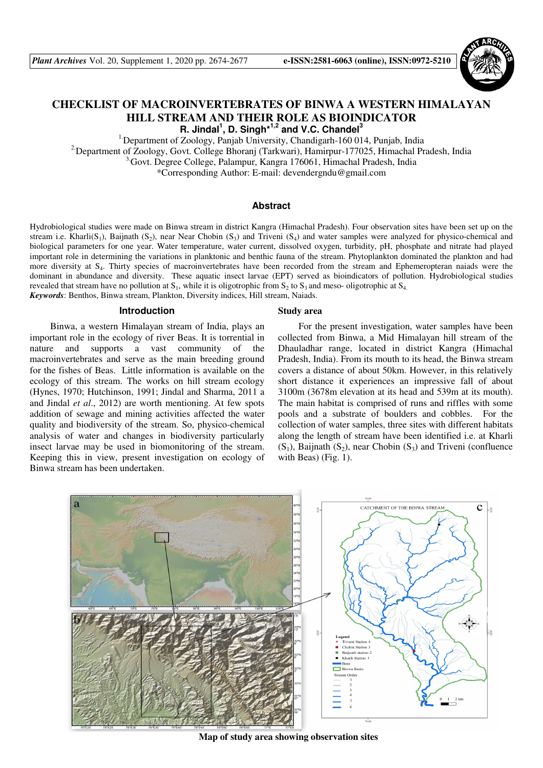# CHECKLIST OF MACROINVERTEBRATES OF BINWA A WESTERN HIMALAYAN HILL STREAM AND THEIR ROLE AS BIOINDICATOR

**R. Jindal[1], D. Singh*[1,2] and V.C. Chandel[3]**

[1] Department of Zoology, Panjab University, Chandigarh-160 014, Punjab, India
[2] Department of Zoology, Govt. College Bhoranj (Tarkwari), Hamirpur-177025, Himachal Pradesh, India
[3] Govt. Degree College, Palampur, Kangra 176061, Himachal Pradesh, India
*Corresponding Author: E-mail: devendergndu@gmail.com

## Abstract

Hydrobiological studies were made on Binwa stream in district Kangra (Himachal Pradesh). Four observation sites have been set up on the stream i.e. Kharli($S_1$), Baijnath ($S_2$), near Near Chobin ($S_3$) and Triveni ($S_4$) and water samples were analyzed for physico-chemical and biological parameters for one year. Water temperature, water current, dissolved oxygen, turbidity, pH, phosphate and nitrate had played important role in determining the variations in planktonic and benthic fauna of the stream. Phytoplankton dominated the plankton and had more diversity at $S_4$. Thirty species of macroinvertebrates have been recorded from the stream and Ephemeropteran naiads were the dominant in abundance and diversity. These aquatic insect larvae (EPT) served as bioindicators of pollution. Hydrobiological studies revealed that stream have no pollution at $S_1$, while it is oligotrophic from $S_2$ to $S_3$ and meso- oligotrophic at $S_4$.

***Keywords***: Benthos, Binwa stream, Plankton, Diversity indices, Hill stream, Naiads.

## Introduction

Binwa, a western Himalayan stream of India, plays an important role in the ecology of river Beas. It is torrential in nature and supports a vast community of the macroinvertebrates and serve as the main breeding ground for the fishes of Beas. Little information is available on the ecology of this stream. The works on hill stream ecology (Hynes, 1970; Hutchinson, 1991; Jindal and Sharma, 2011 a and Jindal *et al*., 2012) are worth mentioning. At few spots addition of sewage and mining activities affected the water quality and biodiversity of the stream. So, physico-chemical analysis of water and changes in biodiversity particularly insect larvae may be used in biomonitoring of the stream. Keeping this in view, present investigation on ecology of Binwa stream has been undertaken.

## Study area

For the present investigation, water samples have been collected from Binwa, a Mid Himalayan hill stream of the Dhauladhar range, located in district Kangra (Himachal Pradesh, India). From its mouth to its head, the Binwa stream covers a distance of about 50km. However, in this relatively short distance it experiences an impressive fall of about 3100m (3678m elevation at its head and 539m at its mouth). The main habitat is comprised of runs and riffles with some pools and a substrate of boulders and cobbles. For the collection of water samples, three sites with different habitats along the length of stream have been identified i.e. at Kharli ($S_1$), Baijnath ($S_2$), near Chobin ($S_3$) and Triveni (confluence with Beas) (Fig. 1).

**Map of study area showing observation sites**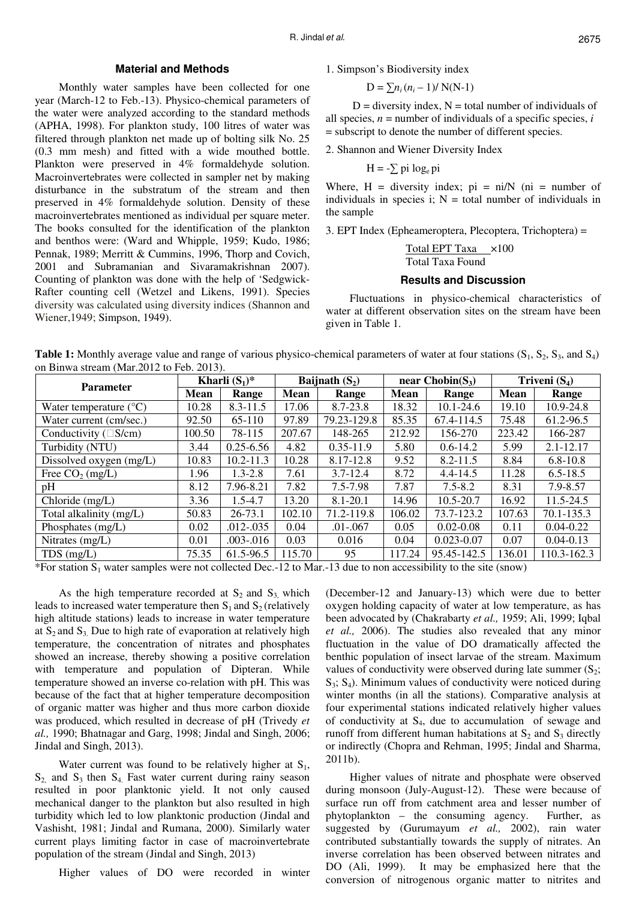## Material and Methods

Monthly water samples have been collected for one year (March-12 to Feb.-13). Physico-chemical parameters of the water were analyzed according to the standard methods (APHA, 1998). For plankton study, 100 litres of water was filtered through plankton net made up of bolting silk No. 25 (0.3 mm mesh) and fitted with a wide mouthed bottle. Plankton were preserved in 4% formaldehyde solution. Macroinvertebrates were collected in sampler net by making disturbance in the substratum of the stream and then preserved in 4% formaldehyde solution. Density of these macroinvertebrates mentioned as individual per square meter. The books consulted for the identification of the plankton and benthos were: (Ward and Whipple, 1959; Kudo, 1986; Pennak, 1989; Merritt & Cummins, 1996, Thorp and Covich, 2001 and Subramanian and Sivaramakrishnan 2007). Counting of plankton was done with the help of 'Sedgwick-Rafter counting cell (Wetzel and Likens, 1991). Species diversity was calculated using diversity indices (Shannon and Wiener,1949; Simpson, 1949).

1. Simpson's Biodiversity index

$$D = \sum n_i (n_i - 1)/ N(N-1)$$

D = diversity index, N = total number of individuals of all species, $n$ = number of individuals of a specific species, $i$ = subscript to denote the number of different species.

2. Shannon and Wiener Diversity Index

$$H = -\sum p_i \log_e p_i$$

Where, H = diversity index; pi = ni/N (ni = number of individuals in species i; N = total number of individuals in the sample

3. EPT Index (Epheameroptera, Plecoptera, Trichoptera) =

$$\frac{\text{Total EPT Taxa}}{\text{Total Taxa Found}} \times 100$$

## Results and Discussion

Fluctuations in physico-chemical characteristics of water at different observation sites on the stream have been given in Table 1.

**Table 1:** Monthly average value and range of various physico-chemical parameters of water at four stations ($S_1$, $S_2$, $S_3$, and $S_4$) on Binwa stream (Mar.2012 to Feb. 2013).

| Parameter | Kharli ($S_1$)* | | Baijnath ($S_2$) | | near Chobin($S_3$) | | Triveni ($S_4$) | |
|---|---|---|---|---|---|---|---|---|
| | Mean | Range | Mean | Range | Mean | Range | Mean | Range |
| Water temperature (°C) | 10.28 | 8.3-11.5 | 17.06 | 8.7-23.8 | 18.32 | 10.1-24.6 | 19.10 | 10.9-24.8 |
| Water current (cm/sec.) | 92.50 | 65-110 | 97.89 | 79.23-129.8 | 85.35 | 67.4-114.5 | 75.48 | 61.2-96.5 |
| Conductivity (□S/cm) | 100.50 | 78-115 | 207.67 | 148-265 | 212.92 | 156-270 | 223.42 | 166-287 |
| Turbidity (NTU) | 3.44 | 0.25-6.56 | 4.82 | 0.35-11.9 | 5.80 | 0.6-14.2 | 5.99 | 2.1-12.17 |
| Dissolved oxygen (mg/L) | 10.83 | 10.2-11.3 | 10.28 | 8.17-12.8 | 9.52 | 8.2-11.5 | 8.84 | 6.8-10.8 |
| Free $CO_2$ (mg/L) | 1.96 | 1.3-2.8 | 7.61 | 3.7-12.4 | 8.72 | 4.4-14.5 | 11.28 | 6.5-18.5 |
| pH | 8.12 | 7.96-8.21 | 7.82 | 7.5-7.98 | 7.87 | 7.5-8.2 | 8.31 | 7.9-8.57 |
| Chloride (mg/L) | 3.36 | 1.5-4.7 | 13.20 | 8.1-20.1 | 14.96 | 10.5-20.7 | 16.92 | 11.5-24.5 |
| Total alkalinity (mg/L) | 50.83 | 26-73.1 | 102.10 | 71.2-119.8 | 106.02 | 73.7-123.2 | 107.63 | 70.1-135.3 |
| Phosphates (mg/L) | 0.02 | .012-.035 | 0.04 | .01-.067 | 0.05 | 0.02-0.08 | 0.11 | 0.04-0.22 |
| Nitrates (mg/L) | 0.01 | .003-.016 | 0.03 | 0.016 | 0.04 | 0.023-0.07 | 0.07 | 0.04-0.13 |
| TDS (mg/L) | 75.35 | 61.5-96.5 | 115.70 | 95 | 117.24 | 95.45-142.5 | 136.01 | 110.3-162.3 |

*For station $S_1$ water samples were not collected Dec.-12 to Mar.-13 due to non accessibility to the site (snow)

As the high temperature recorded at $S_2$ and $S_3$ which leads to increased water temperature then $S_1$ and $S_2$ (relatively high altitude stations) leads to increase in water temperature at $S_2$ and $S_3$. Due to high rate of evaporation at relatively high temperature, the concentration of nitrates and phosphates showed an increase, thereby showing a positive correlation with temperature and population of Dipteran. While temperature showed an inverse co-relation with pH. This was because of the fact that at higher temperature decomposition of organic matter was higher and thus more carbon dioxide was produced, which resulted in decrease of pH (Trivedy *et al.,* 1990; Bhatnagar and Garg, 1998; Jindal and Singh, 2006; Jindal and Singh, 2013).

Water current was found to be relatively higher at $S_1$, $S_2$, and $S_3$ then $S_4$. Fast water current during rainy season resulted in poor planktonic yield. It not only caused mechanical danger to the plankton but also resulted in high turbidity which led to low planktonic production (Jindal and Vashisht, 1981; Jindal and Rumana, 2000). Similarly water current plays limiting factor in case of macroinvertebrate population of the stream (Jindal and Singh, 2013)

Higher values of DO were recorded in winter (December-12 and January-13) which were due to better oxygen holding capacity of water at low temperature, as has been advocated by (Chakrabarty *et al.,* 1959; Ali, 1999; Iqbal *et al.,* 2006). The studies also revealed that any minor fluctuation in the value of DO dramatically affected the benthic population of insect larvae of the stream. Maximum values of conductivity were observed during late summer ($S_2$; $S_3$; $S_4$). Minimum values of conductivity were noticed during winter months (in all the stations). Comparative analysis at four experimental stations indicated relatively higher values of conductivity at $S_4$, due to accumulation of sewage and runoff from different human habitations at $S_2$ and $S_3$ directly or indirectly (Chopra and Rehman, 1995; Jindal and Sharma, 2011b).

Higher values of nitrate and phosphate were observed during monsoon (July-August-12). These were because of surface run off from catchment area and lesser number of phytoplankton – the consuming agency. Further, as suggested by (Gurumayum *et al.,* 2002), rain water contributed substantially towards the supply of nitrates. An inverse correlation has been observed between nitrates and DO (Ali, 1999). It may be emphasized here that the conversion of nitrogenous organic matter to nitrites and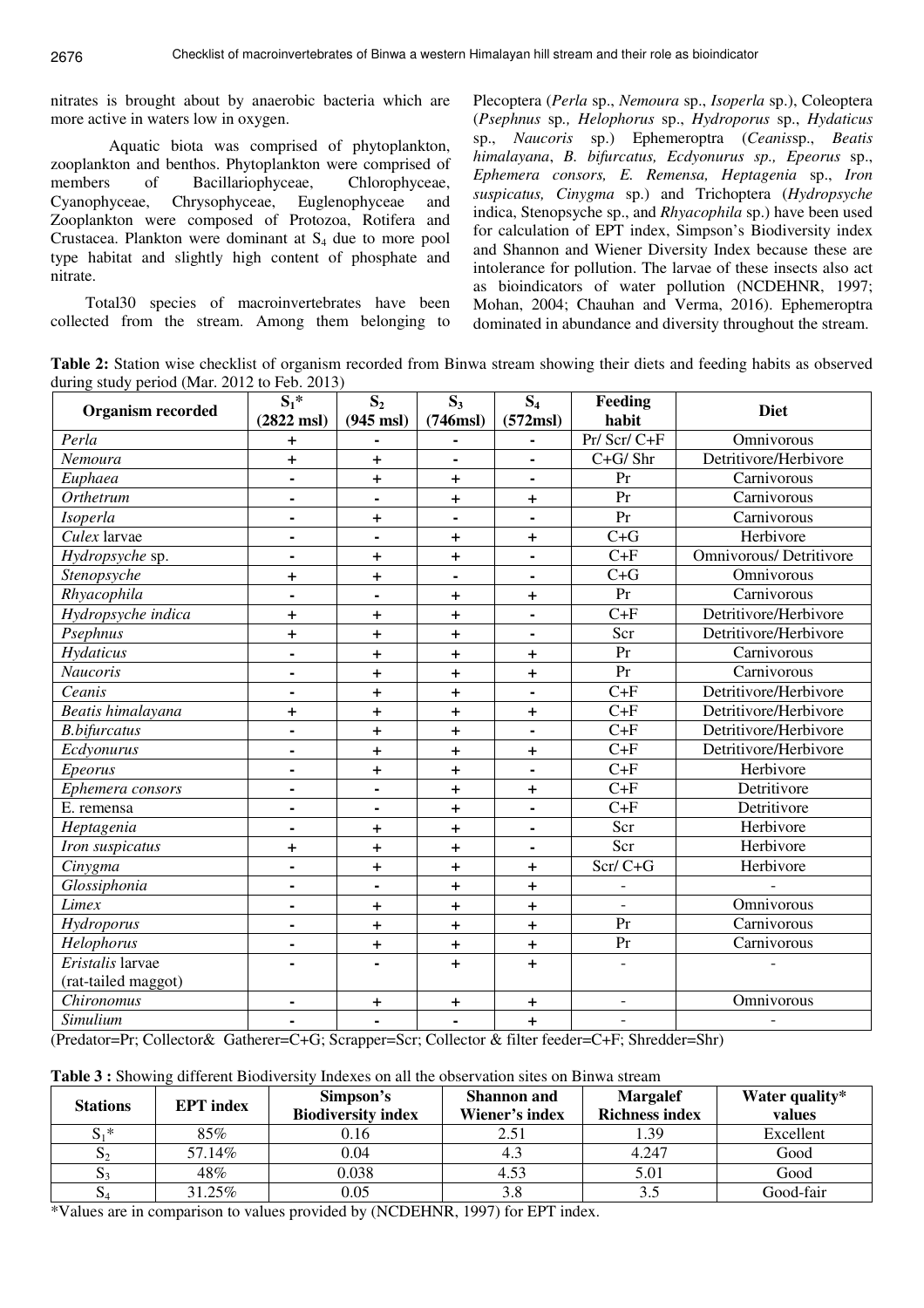nitrates is brought about by anaerobic bacteria which are more active in waters low in oxygen.

Aquatic biota was comprised of phytoplankton, zooplankton and benthos. Phytoplankton were comprised of members of Bacillariophyceae, Chlorophyceae, Cyanophyceae, Chrysophyceae, Euglenophyceae and Zooplankton were composed of Protozoa, Rotifera and Crustacea. Plankton were dominant at $S_4$ due to more pool type habitat and slightly high content of phosphate and nitrate.

Total30 species of macroinvertebrates have been collected from the stream. Among them belonging to Plecoptera (*Perla* sp., *Nemoura* sp., *Isoperla* sp.), Coleoptera (*Psephnus* sp*., Helophorus* sp., *Hydroporus* sp., *Hydaticus* sp., *Naucoris* sp.) Ephemeroptra (*Ceanis*sp., *Beatis himalayana*, *B. bifurcatus, Ecdyonurus sp., Epeorus* sp., *Ephemera consors, E. Remensa, Heptagenia* sp., *Iron suspicatus, Cinygma* sp.) and Trichoptera (*Hydropsyche* indica, Stenopsyche sp., and *Rhyacophila* sp.) have been used for calculation of EPT index, Simpson's Biodiversity index and Shannon and Wiener Diversity Index because these are intolerance for pollution. The larvae of these insects also act as bioindicators of water pollution (NCDEHNR, 1997; Mohan, 2004; Chauhan and Verma, 2016). Ephemeroptra dominated in abundance and diversity throughout the stream.

**Table 2:** Station wise checklist of organism recorded from Binwa stream showing their diets and feeding habits as observed during study period (Mar. 2012 to Feb. 2013)

| Organism recorded | $S_1$* (2822 msl) | $S_2$ (945 msl) | $S_3$ (746msl) | $S_4$ (572msl) | Feeding habit | Diet |
|---|---|---|---|---|---|---|
| *Perla* | + | - | - | - | Pr/ Scr/ C+F | Omnivorous |
| *Nemoura* | + | + | - | - | C+G/ Shr | Detritivore/Herbivore |
| *Euphaea* | - | + | + | - | Pr | Carnivorous |
| *Orthetrum* | - | - | + | + | Pr | Carnivorous |
| *Isoperla* | - | + | - | - | Pr | Carnivorous |
| *Culex* larvae | - | - | + | + | C+G | Herbivore |
| *Hydropsyche* sp. | - | + | + | - | C+F | Omnivorous/ Detritivore |
| *Stenopsyche* | + | + | - | - | C+G | Omnivorous |
| *Rhyacophila* | - | - | + | + | Pr | Carnivorous |
| *Hydropsyche indica* | + | + | + | - | C+F | Detritivore/Herbivore |
| *Psephnus* | + | + | + | - | Scr | Detritivore/Herbivore |
| *Hydaticus* | - | + | + | + | Pr | Carnivorous |
| *Naucoris* | - | + | + | + | Pr | Carnivorous |
| *Ceanis* | - | + | + | - | C+F | Detritivore/Herbivore |
| *Beatis himalayana* | + | + | + | + | C+F | Detritivore/Herbivore |
| *B.bifurcatus* | - | + | + | - | C+F | Detritivore/Herbivore |
| *Ecdyonurus* | - | + | + | + | C+F | Detritivore/Herbivore |
| *Epeorus* | - | + | + | - | C+F | Herbivore |
| *Ephemera consors* | - | - | + | + | C+F | Detritivore |
| E. remensa | - | - | + | - | C+F | Detritivore |
| *Heptagenia* | - | + | + | - | Scr | Herbivore |
| *Iron suspicatus* | + | + | + | - | Scr | Herbivore |
| *Cinygma* | - | + | + | + | Scr/ C+G | Herbivore |
| *Glossiphonia* | - | - | + | + | - | - |
| *Limex* | - | + | + | + | - | Omnivorous |
| *Hydroporus* | - | + | + | + | Pr | Carnivorous |
| *Helophorus* | - | + | + | + | Pr | Carnivorous |
| *Eristalis* larvae (rat-tailed maggot) | - | - | + | + | - | - |
| *Chironomus* | - | + | + | + | - | Omnivorous |
| *Simulium* | - | - | - | + | - | - |

(Predator=Pr; Collector& Gatherer=C+G; Scrapper=Scr; Collector & filter feeder=C+F; Shredder=Shr)

**Table 3 :** Showing different Biodiversity Indexes on all the observation sites on Binwa stream

| Stations | EPT index | Simpson's Biodiversity index | Shannon and Wiener's index | Margalef Richness index | Water quality* values |
|---|---|---|---|---|---|
| $S_1$* | 85% | 0.16 | 2.51 | 1.39 | Excellent |
| $S_2$ | 57.14% | 0.04 | 4.3 | 4.247 | Good |
| $S_3$ | 48% | 0.038 | 4.53 | 5.01 | Good |
| $S_4$ | 31.25% | 0.05 | 3.8 | 3.5 | Good-fair |

*Values are in comparison to values provided by (NCDEHNR, 1997) for EPT index.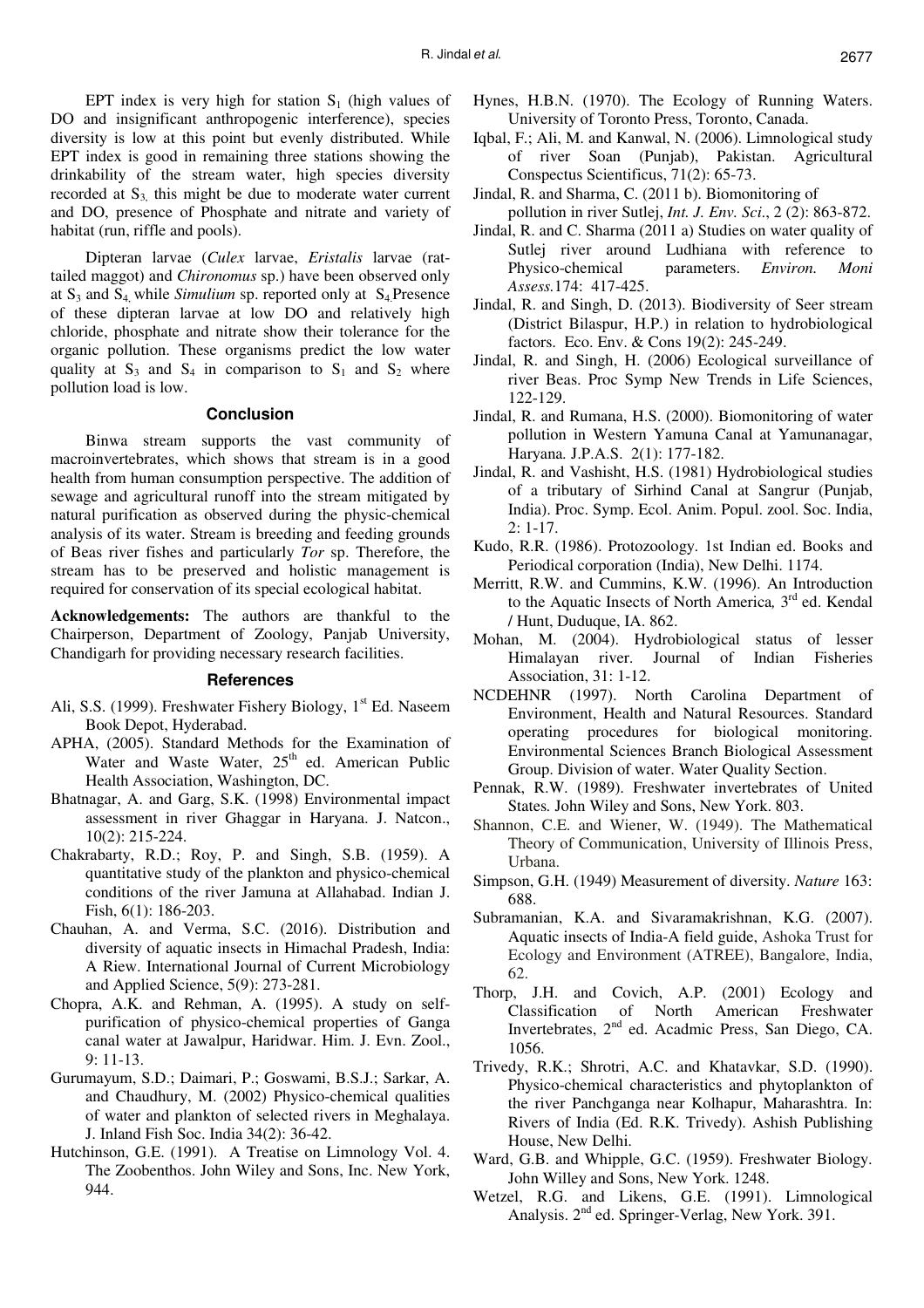EPT index is very high for station $S_1$ (high values of DO and insignificant anthropogenic interference), species diversity is low at this point but evenly distributed. While EPT index is good in remaining three stations showing the drinkability of the stream water, high species diversity recorded at $S_3$, this might be due to moderate water current and DO, presence of Phosphate and nitrate and variety of habitat (run, riffle and pools).

Dipteran larvae (*Culex* larvae, *Eristalis* larvae (rat-tailed maggot) and *Chironomus* sp.) have been observed only at $S_3$ and $S_4$ while *Simulium* sp. reported only at $S_4$.Presence of these dipteran larvae at low DO and relatively high chloride, phosphate and nitrate show their tolerance for the organic pollution. These organisms predict the low water quality at $S_3$ and $S_4$ in comparison to $S_1$ and $S_2$ where pollution load is low.

## Conclusion

Binwa stream supports the vast community of macroinvertebrates, which shows that stream is in a good health from human consumption perspective. The addition of sewage and agricultural runoff into the stream mitigated by natural purification as observed during the physic-chemical analysis of its water. Stream is breeding and feeding grounds of Beas river fishes and particularly *Tor* sp. Therefore, the stream has to be preserved and holistic management is required for conservation of its special ecological habitat.

**Acknowledgements:** The authors are thankful to the Chairperson, Department of Zoology, Panjab University, Chandigarh for providing necessary research facilities.

## References

Ali, S.S. (1999). Freshwater Fishery Biology, 1st Ed. Naseem Book Depot, Hyderabad.

APHA, (2005). Standard Methods for the Examination of Water and Waste Water, 25th ed. American Public Health Association, Washington, DC.

Bhatnagar, A. and Garg, S.K. (1998) Environmental impact assessment in river Ghaggar in Haryana. J. Natcon., 10(2): 215-224.

Chakrabarty, R.D.; Roy, P. and Singh, S.B. (1959). A quantitative study of the plankton and physico-chemical conditions of the river Jamuna at Allahabad. Indian J. Fish, 6(1): 186-203.

Chauhan, A. and Verma, S.C. (2016). Distribution and diversity of aquatic insects in Himachal Pradesh, India: A Riew. International Journal of Current Microbiology and Applied Science, 5(9): 273-281.

Chopra, A.K. and Rehman, A. (1995). A study on self-purification of physico-chemical properties of Ganga canal water at Jawalpur, Haridwar. Him. J. Evn. Zool., 9: 11-13.

Gurumayum, S.D.; Daimari, P.; Goswami, B.S.J.; Sarkar, A. and Chaudhury, M. (2002) Physico-chemical qualities of water and plankton of selected rivers in Meghalaya. J. Inland Fish Soc. India 34(2): 36-42.

Hutchinson, G.E. (1991). A Treatise on Limnology Vol. 4. The Zoobenthos. John Wiley and Sons, Inc. New York, 944.

Hynes, H.B.N. (1970). The Ecology of Running Waters. University of Toronto Press, Toronto, Canada.

Iqbal, F.; Ali, M. and Kanwal, N. (2006). Limnological study of river Soan (Punjab), Pakistan. Agricultural Conspectus Scientificus, 71(2): 65-73.

Jindal, R. and Sharma, C. (2011 b). Biomonitoring of pollution in river Sutlej, *Int. J. Env. Sci*., 2 (2): 863-872.

Jindal, R. and C. Sharma (2011 a) Studies on water quality of Sutlej river around Ludhiana with reference to Physico-chemical parameters. *Environ. Moni Assess.*174: 417-425.

Jindal, R. and Singh, D. (2013). Biodiversity of Seer stream (District Bilaspur, H.P.) in relation to hydrobiological factors. Eco. Env. & Cons 19(2): 245-249.

Jindal, R. and Singh, H. (2006) Ecological surveillance of river Beas. Proc Symp New Trends in Life Sciences, 122-129.

Jindal, R. and Rumana, H.S. (2000). Biomonitoring of water pollution in Western Yamuna Canal at Yamunanagar, Haryana. J.P.A.S. 2(1): 177-182.

Jindal, R. and Vashisht, H.S. (1981) Hydrobiological studies of a tributary of Sirhind Canal at Sangrur (Punjab, India). Proc. Symp. Ecol. Anim. Popul. zool. Soc. India, 2: 1-17.

Kudo, R.R. (1986). Protozoology. 1st Indian ed. Books and Periodical corporation (India), New Delhi. 1174.

Merritt, R.W. and Cummins, K.W. (1996). An Introduction to the Aquatic Insects of North America*,* 3rd ed. Kendal / Hunt, Duduque, IA. 862.

Mohan, M. (2004). Hydrobiological status of lesser Himalayan river. Journal of Indian Fisheries Association, 31: 1-12.

NCDEHNR (1997). North Carolina Department of Environment, Health and Natural Resources. Standard operating procedures for biological monitoring. Environmental Sciences Branch Biological Assessment Group. Division of water. Water Quality Section.

Pennak, R.W. (1989). Freshwater invertebrates of United States*.* John Wiley and Sons, New York. 803.

Shannon, C.E. and Wiener, W. (1949). The Mathematical Theory of Communication, University of Illinois Press, Urbana.

Simpson, G.H. (1949) Measurement of diversity. *Nature* 163: 688.

Subramanian, K.A. and Sivaramakrishnan, K.G. (2007). Aquatic insects of India-A field guide, Ashoka Trust for Ecology and Environment (ATREE), Bangalore, India, 62.

Thorp, J.H. and Covich, A.P. (2001) Ecology and Classification of North American Freshwater Invertebrates, 2nd ed. Acadmic Press, San Diego, CA. 1056.

Trivedy, R.K.; Shrotri, A.C. and Khatavkar, S.D. (1990). Physico-chemical characteristics and phytoplankton of the river Panchganga near Kolhapur, Maharashtra. In: Rivers of India (Ed. R.K. Trivedy). Ashish Publishing House, New Delhi.

Ward, G.B. and Whipple, G.C. (1959). Freshwater Biology. John Willey and Sons, New York. 1248.

Wetzel, R.G. and Likens, G.E. (1991). Limnological Analysis. 2nd ed. Springer-Verlag, New York. 391.